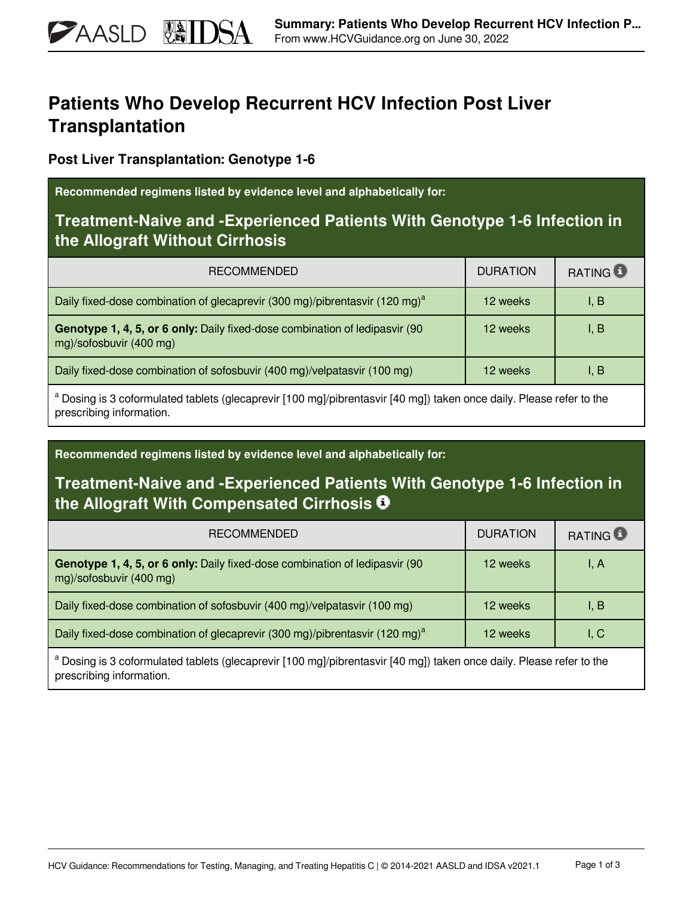# Patients Who Develop Recurrent HCV Infection Post Liver Transplantation

## Post Liver Transplantation: Genotype 1-6

**Recommended regimens listed by evidence level and alphabetically for:**

### Treatment-Naive and -Experienced Patients With Genotype 1-6 Infection in the Allograft Without Cirrhosis

| RECOMMENDED | DURATION | RATING |
|---|---|---|
| Daily fixed-dose combination of glecaprevir (300 mg)/pibrentasvir (120 mg)[a] | 12 weeks | I, B |
| **Genotype 1, 4, 5, or 6 only:** Daily fixed-dose combination of ledipasvir (90 mg)/sofosbuvir (400 mg) | 12 weeks | I, B |
| Daily fixed-dose combination of sofosbuvir (400 mg)/velpatasvir (100 mg) | 12 weeks | I, B |

[a] Dosing is 3 coformulated tablets (glecaprevir [100 mg]/pibrentasvir [40 mg]) taken once daily. Please refer to the prescribing information.

**Recommended regimens listed by evidence level and alphabetically for:**

### Treatment-Naive and -Experienced Patients With Genotype 1-6 Infection in the Allograft With Compensated Cirrhosis

| RECOMMENDED | DURATION | RATING |
|---|---|---|
| **Genotype 1, 4, 5, or 6 only:** Daily fixed-dose combination of ledipasvir (90 mg)/sofosbuvir (400 mg) | 12 weeks | I, A |
| Daily fixed-dose combination of sofosbuvir (400 mg)/velpatasvir (100 mg) | 12 weeks | I, B |
| Daily fixed-dose combination of glecaprevir (300 mg)/pibrentasvir (120 mg)[a] | 12 weeks | I, C |

[a] Dosing is 3 coformulated tablets (glecaprevir [100 mg]/pibrentasvir [40 mg]) taken once daily. Please refer to the prescribing information.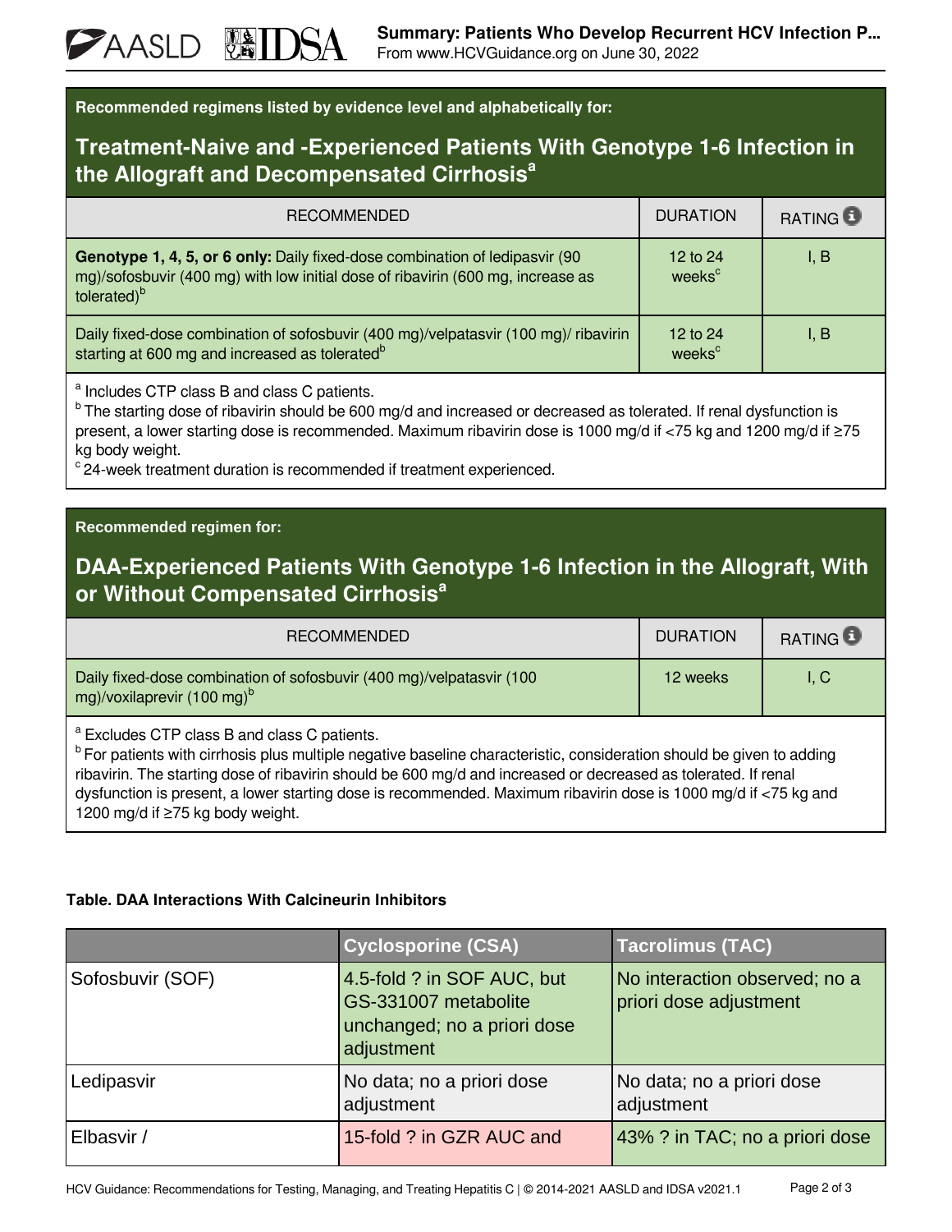Recommended regimens listed by evidence level and alphabetically for:

## Treatment-Naive and -Experienced Patients With Genotype 1-6 Infection in the Allograft and Decompensated Cirrhosis[a]

| RECOMMENDED | DURATION | RATING |
|---|---|---|
| **Genotype 1, 4, 5, or 6 only:** Daily fixed-dose combination of ledipasvir (90 mg)/sofosbuvir (400 mg) with low initial dose of ribavirin (600 mg, increase as tolerated)[b] | 12 to 24 weeks[c] | I, B |
| Daily fixed-dose combination of sofosbuvir (400 mg)/velpatasvir (100 mg)/ ribavirin starting at 600 mg and increased as tolerated[b] | 12 to 24 weeks[c] | I, B |

[a] Includes CTP class B and class C patients.
[b] The starting dose of ribavirin should be 600 mg/d and increased or decreased as tolerated. If renal dysfunction is present, a lower starting dose is recommended. Maximum ribavirin dose is 1000 mg/d if <75 kg and 1200 mg/d if ≥75 kg body weight.
[c] 24-week treatment duration is recommended if treatment experienced.

Recommended regimen for:

## DAA-Experienced Patients With Genotype 1-6 Infection in the Allograft, With or Without Compensated Cirrhosis[a]

| RECOMMENDED | DURATION | RATING |
|---|---|---|
| Daily fixed-dose combination of sofosbuvir (400 mg)/velpatasvir (100 mg)/voxilaprevir (100 mg)[b] | 12 weeks | I, C |

[a] Excludes CTP class B and class C patients.
[b] For patients with cirrhosis plus multiple negative baseline characteristic, consideration should be given to adding ribavirin. The starting dose of ribavirin should be 600 mg/d and increased or decreased as tolerated. If renal dysfunction is present, a lower starting dose is recommended. Maximum ribavirin dose is 1000 mg/d if <75 kg and 1200 mg/d if ≥75 kg body weight.

**Table. DAA Interactions With Calcineurin Inhibitors**

| | Cyclosporine (CSA) | Tacrolimus (TAC) |
|---|---|---|
| Sofosbuvir (SOF) | 4.5-fold ? in SOF AUC, but GS-331007 metabolite unchanged; no a priori dose adjustment | No interaction observed; no a priori dose adjustment |
| Ledipasvir | No data; no a priori dose adjustment | No data; no a priori dose adjustment |
| Elbasvir / | 15-fold ? in GZR AUC and | 43% ? in TAC; no a priori dose |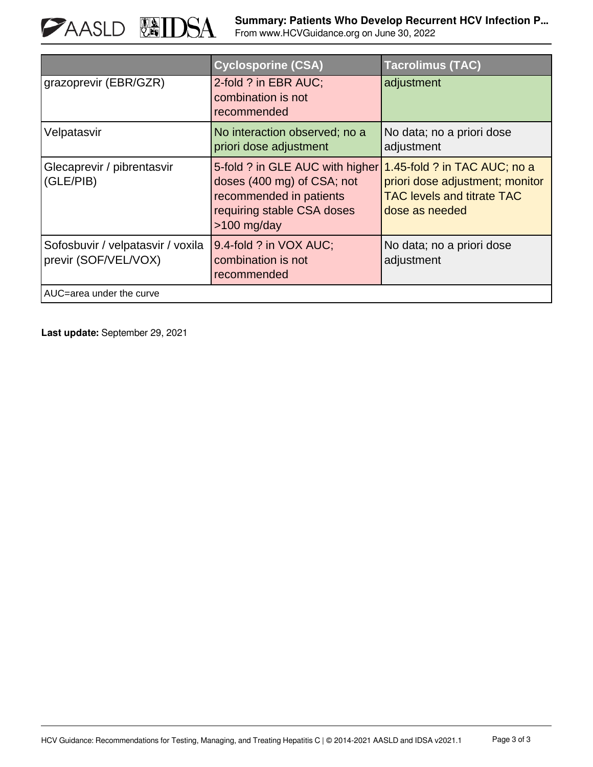| | Cyclosporine (CSA) | Tacrolimus (TAC) |
|---|---|---|
| grazoprevir (EBR/GZR) | 2-fold ? in EBR AUC; combination is not recommended | adjustment |
| Velpatasvir | No interaction observed; no a priori dose adjustment | No data; no a priori dose adjustment |
| Glecaprevir / pibrentasvir (GLE/PIB) | 5-fold ? in GLE AUC with higher doses (400 mg) of CSA; not recommended in patients requiring stable CSA doses >100 mg/day | 1.45-fold ? in TAC AUC; no a priori dose adjustment; monitor TAC levels and titrate TAC dose as needed |
| Sofosbuvir / velpatasvir / voxilaprevir (SOF/VEL/VOX) | 9.4-fold ? in VOX AUC; combination is not recommended | No data; no a priori dose adjustment |
| AUC=area under the curve | | |

**Last update:** September 29, 2021